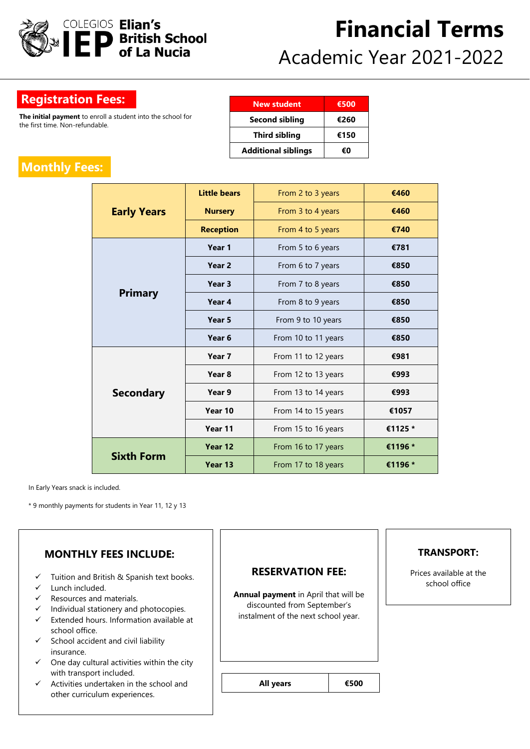COLEGIOS IEP **Elian's British School of La Nucia**

# Financial Terms

## Academic Year 2021-2022

## Registration Fees:

**The initial payment** to enroll a student into the school for the first time. Non-refundable.

| New student | €500 |
|---|---|
| Second sibling | €260 |
| Third sibling | €150 |
| Additional siblings | €0 |

## Monthly Fees:

| Stage | Year | Age | Fee |
|---|---|---|---|
| Early Years | Little bears | From 2 to 3 years | €460 |
| | Nursery | From 3 to 4 years | €460 |
| | Reception | From 4 to 5 years | €740 |
| Primary | Year 1 | From 5 to 6 years | €781 |
| | Year 2 | From 6 to 7 years | €850 |
| | Year 3 | From 7 to 8 years | €850 |
| | Year 4 | From 8 to 9 years | €850 |
| | Year 5 | From 9 to 10 years | €850 |
| | Year 6 | From 10 to 11 years | €850 |
| Secondary | Year 7 | From 11 to 12 years | €981 |
| | Year 8 | From 12 to 13 years | €993 |
| | Year 9 | From 13 to 14 years | €993 |
| | Year 10 | From 14 to 15 years | €1057 |
| | Year 11 | From 15 to 16 years | €1125 * |
| Sixth Form | Year 12 | From 16 to 17 years | €1196 * |
| | Year 13 | From 17 to 18 years | €1196 * |

In Early Years snack is included.

* 9 monthly payments for students in Year 11, 12 y 13

### MONTHLY FEES INCLUDE:

- ✓ Tuition and British & Spanish text books.
- ✓ Lunch included.
- ✓ Resources and materials.
- ✓ Individual stationery and photocopies.
- ✓ Extended hours. Information available at school office.
- ✓ School accident and civil liability insurance.
- ✓ One day cultural activities within the city with transport included.
- ✓ Activities undertaken in the school and other curriculum experiences.

### RESERVATION FEE:

**Annual payment** in April that will be discounted from September's instalment of the next school year.

| All years | €500 |
|---|---|

### TRANSPORT:

Prices available at the school office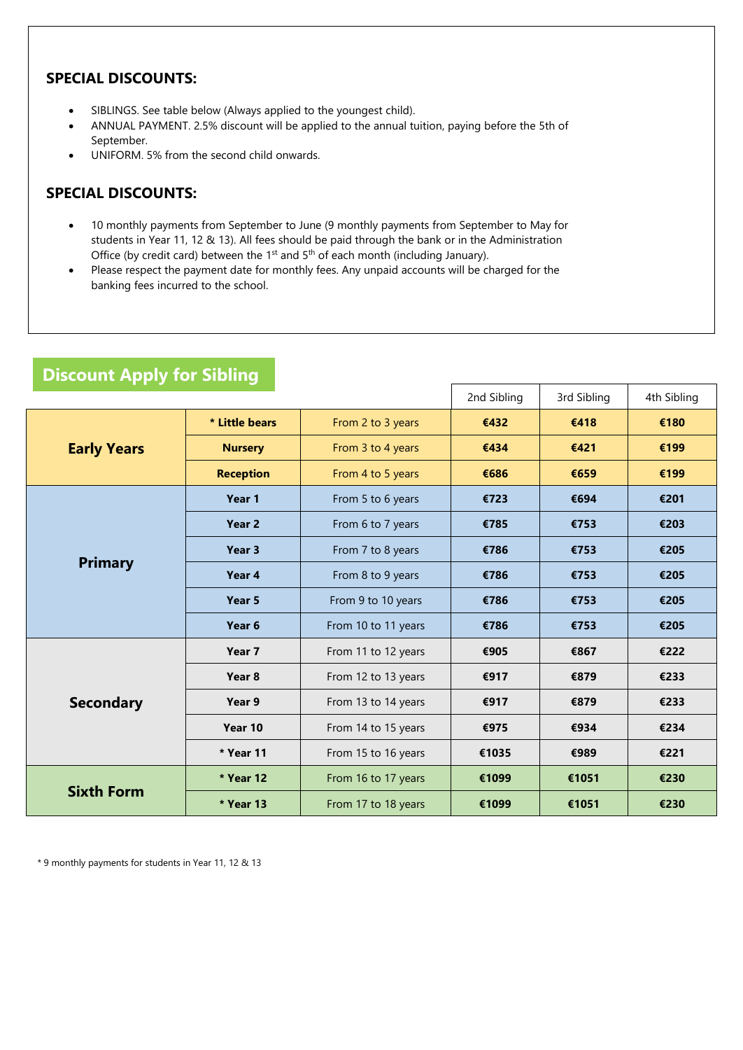## SPECIAL DISCOUNTS:

- SIBLINGS. See table below (Always applied to the youngest child).
- ANNUAL PAYMENT. 2.5% discount will be applied to the annual tuition, paying before the 5th of September.
- UNIFORM. 5% from the second child onwards.

## SPECIAL DISCOUNTS:

- 10 monthly payments from September to June (9 monthly payments from September to May for students in Year 11, 12 & 13). All fees should be paid through the bank or in the Administration Office (by credit card) between the 1st and 5th of each month (including January).
- Please respect the payment date for monthly fees. Any unpaid accounts will be charged for the banking fees incurred to the school.

## Discount Apply for Sibling

| | | | 2nd Sibling | 3rd Sibling | 4th Sibling |
|---|---|---|---|---|---|
| **Early Years** | **\* Little bears** | From 2 to 3 years | **€432** | **€418** | **€180** |
| | **Nursery** | From 3 to 4 years | **€434** | **€421** | **€199** |
| | **Reception** | From 4 to 5 years | **€686** | **€659** | **€199** |
| **Primary** | **Year 1** | From 5 to 6 years | **€723** | **€694** | **€201** |
| | **Year 2** | From 6 to 7 years | **€785** | **€753** | **€203** |
| | **Year 3** | From 7 to 8 years | **€786** | **€753** | **€205** |
| | **Year 4** | From 8 to 9 years | **€786** | **€753** | **€205** |
| | **Year 5** | From 9 to 10 years | **€786** | **€753** | **€205** |
| | **Year 6** | From 10 to 11 years | **€786** | **€753** | **€205** |
| **Secondary** | **Year 7** | From 11 to 12 years | **€905** | **€867** | **€222** |
| | **Year 8** | From 12 to 13 years | **€917** | **€879** | **€233** |
| | **Year 9** | From 13 to 14 years | **€917** | **€879** | **€233** |
| | **Year 10** | From 14 to 15 years | **€975** | **€934** | **€234** |
| | **\* Year 11** | From 15 to 16 years | **€1035** | **€989** | **€221** |
| **Sixth Form** | **\* Year 12** | From 16 to 17 years | **€1099** | **€1051** | **€230** |
| | **\* Year 13** | From 17 to 18 years | **€1099** | **€1051** | **€230** |

\* 9 monthly payments for students in Year 11, 12 & 13